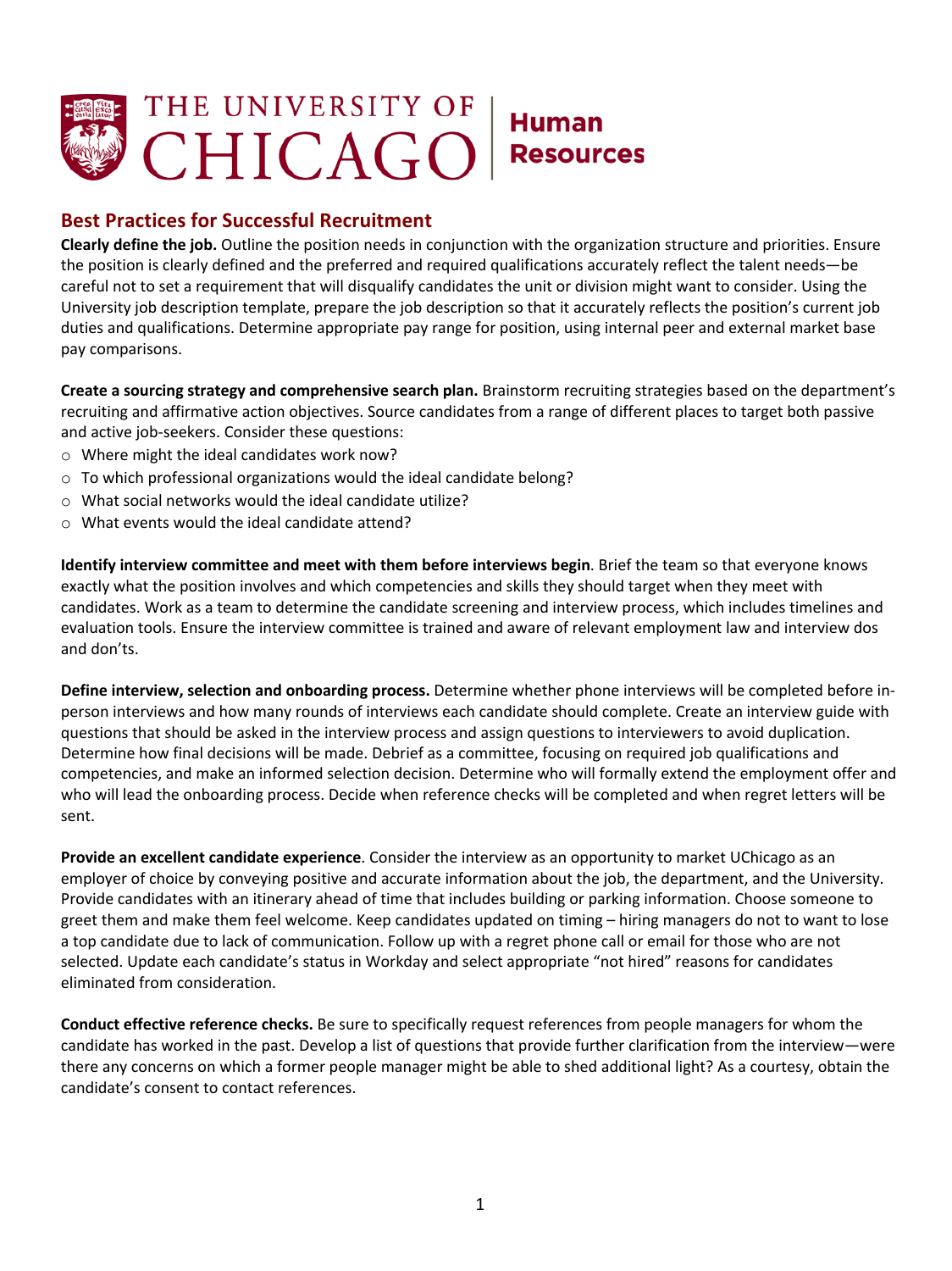THE UNIVERSITY OF CHICAGO | Human Resources

## Best Practices for Successful Recruitment

**Clearly define the job.** Outline the position needs in conjunction with the organization structure and priorities. Ensure the position is clearly defined and the preferred and required qualifications accurately reflect the talent needs—be careful not to set a requirement that will disqualify candidates the unit or division might want to consider. Using the University job description template, prepare the job description so that it accurately reflects the position's current job duties and qualifications. Determine appropriate pay range for position, using internal peer and external market base pay comparisons.

**Create a sourcing strategy and comprehensive search plan.** Brainstorm recruiting strategies based on the department's recruiting and affirmative action objectives. Source candidates from a range of different places to target both passive and active job-seekers. Consider these questions:

- Where might the ideal candidates work now?
- To which professional organizations would the ideal candidate belong?
- What social networks would the ideal candidate utilize?
- What events would the ideal candidate attend?

**Identify interview committee and meet with them before interviews begin**. Brief the team so that everyone knows exactly what the position involves and which competencies and skills they should target when they meet with candidates. Work as a team to determine the candidate screening and interview process, which includes timelines and evaluation tools. Ensure the interview committee is trained and aware of relevant employment law and interview dos and don'ts.

**Define interview, selection and onboarding process.** Determine whether phone interviews will be completed before in-person interviews and how many rounds of interviews each candidate should complete. Create an interview guide with questions that should be asked in the interview process and assign questions to interviewers to avoid duplication. Determine how final decisions will be made. Debrief as a committee, focusing on required job qualifications and competencies, and make an informed selection decision. Determine who will formally extend the employment offer and who will lead the onboarding process. Decide when reference checks will be completed and when regret letters will be sent.

**Provide an excellent candidate experience**. Consider the interview as an opportunity to market UChicago as an employer of choice by conveying positive and accurate information about the job, the department, and the University. Provide candidates with an itinerary ahead of time that includes building or parking information. Choose someone to greet them and make them feel welcome. Keep candidates updated on timing – hiring managers do not to want to lose a top candidate due to lack of communication. Follow up with a regret phone call or email for those who are not selected. Update each candidate's status in Workday and select appropriate "not hired" reasons for candidates eliminated from consideration.

**Conduct effective reference checks.** Be sure to specifically request references from people managers for whom the candidate has worked in the past. Develop a list of questions that provide further clarification from the interview—were there any concerns on which a former people manager might be able to shed additional light? As a courtesy, obtain the candidate's consent to contact references.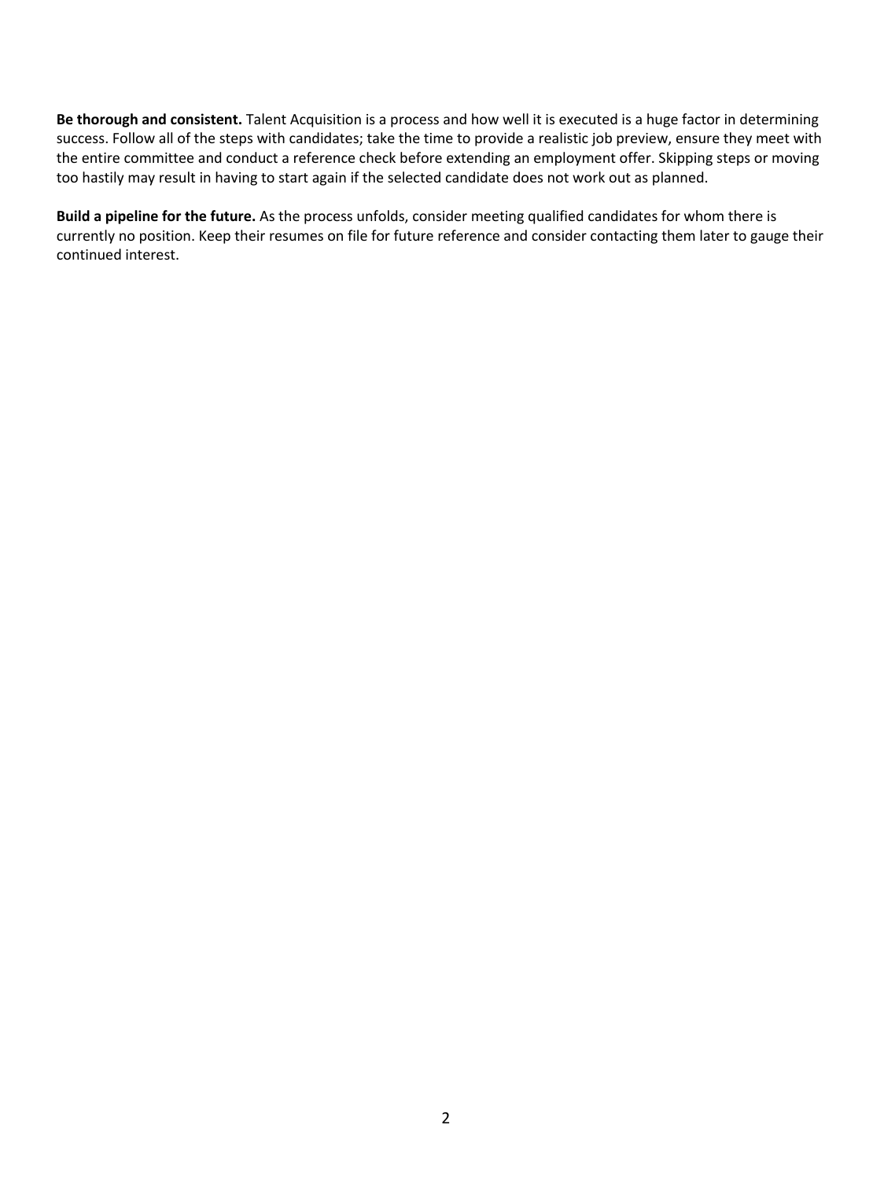**Be thorough and consistent.** Talent Acquisition is a process and how well it is executed is a huge factor in determining success. Follow all of the steps with candidates; take the time to provide a realistic job preview, ensure they meet with the entire committee and conduct a reference check before extending an employment offer. Skipping steps or moving too hastily may result in having to start again if the selected candidate does not work out as planned.

**Build a pipeline for the future.** As the process unfolds, consider meeting qualified candidates for whom there is currently no position. Keep their resumes on file for future reference and consider contacting them later to gauge their continued interest.